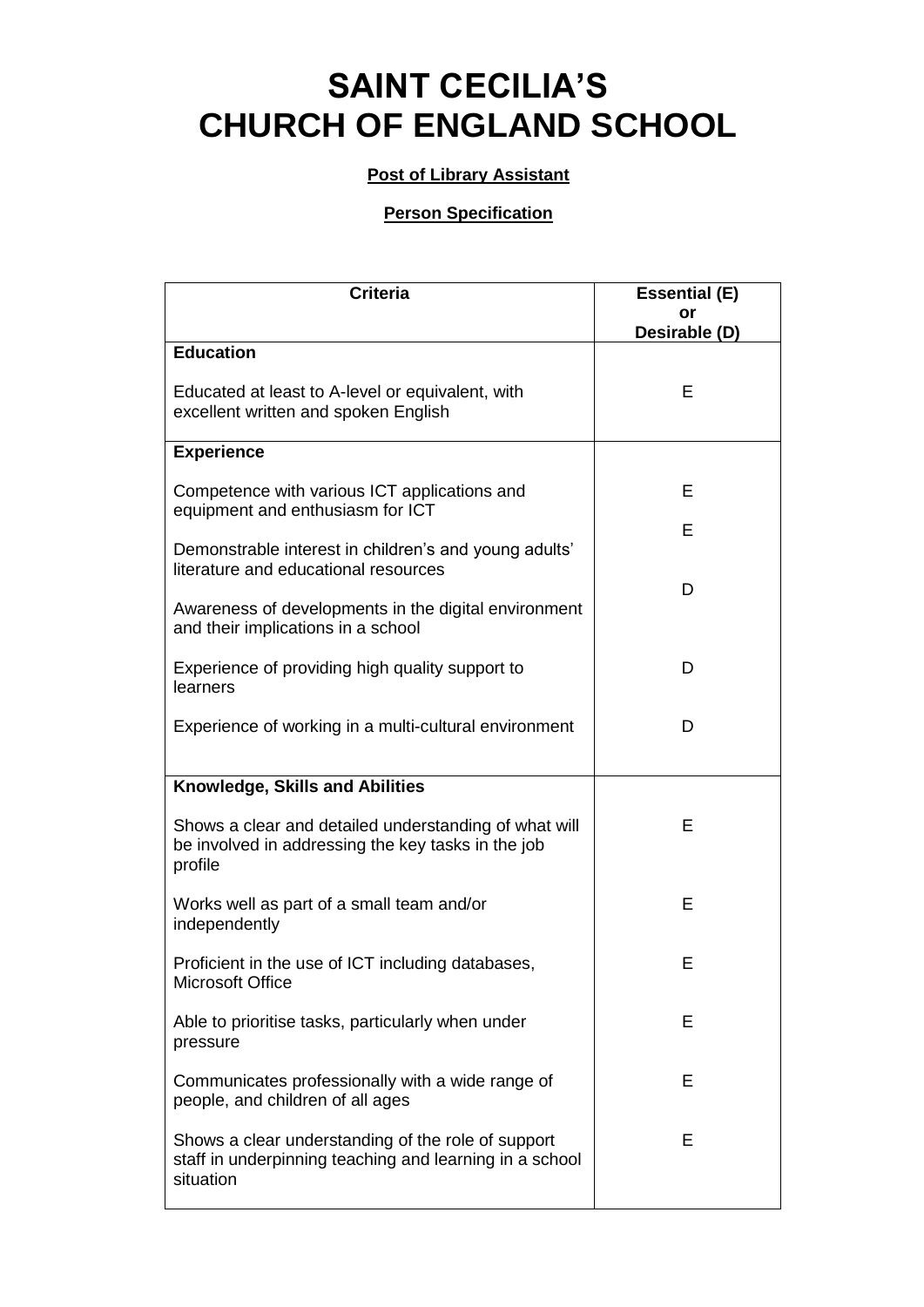# SAINT CECILIA'S CHURCH OF ENGLAND SCHOOL

**Post of Library Assistant**

**Person Specification**

| Criteria | Essential (E) or Desirable (D) |
|---|---|
| **Education** | |
| Educated at least to A-level or equivalent, with excellent written and spoken English | E |
| **Experience** | |
| Competence with various ICT applications and equipment and enthusiasm for ICT | E |
| Demonstrable interest in children's and young adults' literature and educational resources | E |
| Awareness of developments in the digital environment and their implications in a school | D |
| Experience of providing high quality support to learners | D |
| Experience of working in a multi-cultural environment | D |
| **Knowledge, Skills and Abilities** | |
| Shows a clear and detailed understanding of what will be involved in addressing the key tasks in the job profile | E |
| Works well as part of a small team and/or independently | E |
| Proficient in the use of ICT including databases, Microsoft Office | E |
| Able to prioritise tasks, particularly when under pressure | E |
| Communicates professionally with a wide range of people, and children of all ages | E |
| Shows a clear understanding of the role of support staff in underpinning teaching and learning in a school situation | E |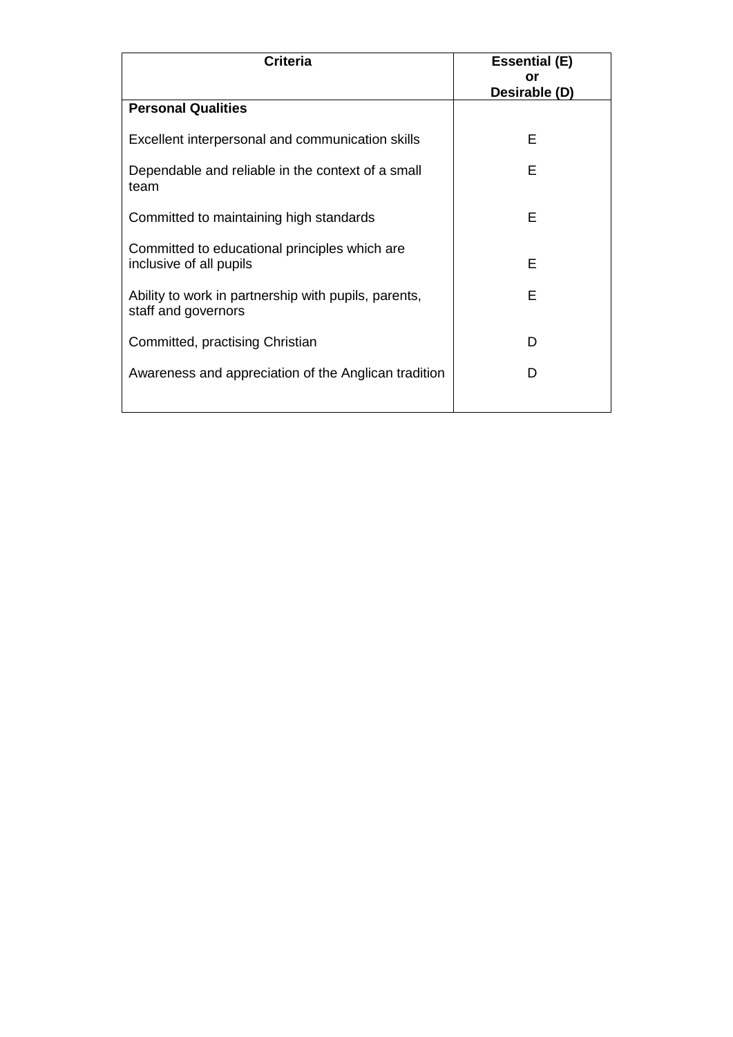| Criteria | Essential (E) or Desirable (D) |
|---|---|
| **Personal Qualities** | |
| Excellent interpersonal and communication skills | E |
| Dependable and reliable in the context of a small team | E |
| Committed to maintaining high standards | E |
| Committed to educational principles which are inclusive of all pupils | E |
| Ability to work in partnership with pupils, parents, staff and governors | E |
| Committed, practising Christian | D |
| Awareness and appreciation of the Anglican tradition | D |